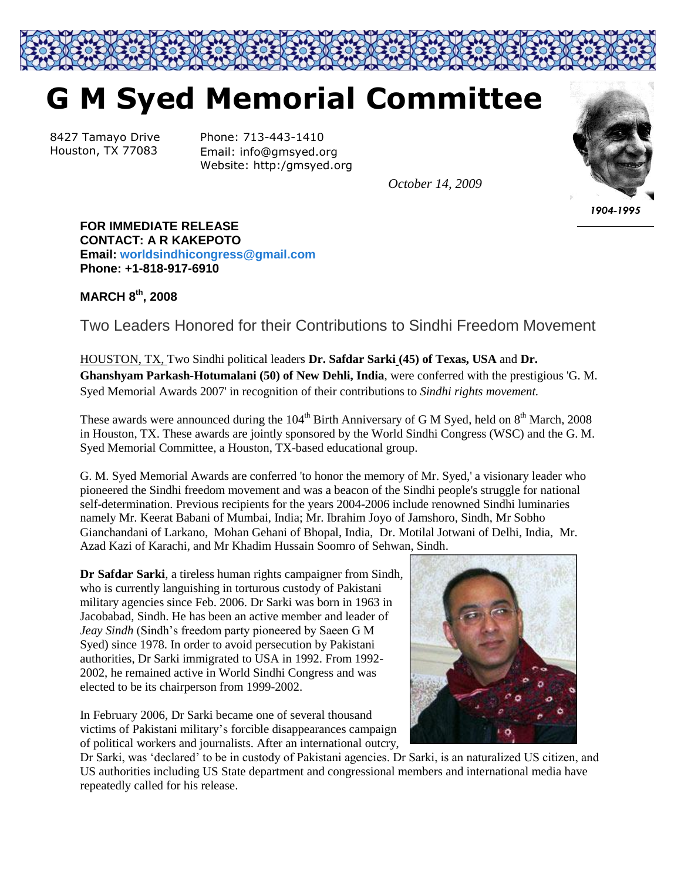# G M Syed Memorial Committee

8427 Tamayo Drive
Houston, TX 77083

Phone: 713-443-1410
Email: info@gmsyed.org
Website: http:/gmsyed.org

*October 14, 2009*

*1904-1995*

**FOR IMMEDIATE RELEASE**
**CONTACT: A R KAKEPOTO**
**Email: worldsindhicongress@gmail.com**
**Phone: +1-818-917-6910**

**MARCH 8th, 2008**

## Two Leaders Honored for their Contributions to Sindhi Freedom Movement

HOUSTON, TX, Two Sindhi political leaders **Dr. Safdar Sarki (45) of Texas, USA** and **Dr. Ghanshyam Parkash-Hotumalani (50) of New Dehli, India**, were conferred with the prestigious 'G. M. Syed Memorial Awards 2007' in recognition of their contributions to *Sindhi rights movement.*

These awards were announced during the 104th Birth Anniversary of G M Syed, held on 8th March, 2008 in Houston, TX. These awards are jointly sponsored by the World Sindhi Congress (WSC) and the G. M. Syed Memorial Committee, a Houston, TX-based educational group.

G. M. Syed Memorial Awards are conferred 'to honor the memory of Mr. Syed,' a visionary leader who pioneered the Sindhi freedom movement and was a beacon of the Sindhi people's struggle for national self-determination. Previous recipients for the years 2004-2006 include renowned Sindhi luminaries namely Mr. Keerat Babani of Mumbai, India; Mr. Ibrahim Joyo of Jamshoro, Sindh, Mr Sobho Gianchandani of Larkano, Mohan Gehani of Bhopal, India, Dr. Motilal Jotwani of Delhi, India, Mr. Azad Kazi of Karachi, and Mr Khadim Hussain Soomro of Sehwan, Sindh.

**Dr Safdar Sarki**, a tireless human rights campaigner from Sindh, who is currently languishing in torturous custody of Pakistani military agencies since Feb. 2006. Dr Sarki was born in 1963 in Jacobabad, Sindh. He has been an active member and leader of *Jeay Sindh* (Sindh's freedom party pioneered by Saeen G M Syed) since 1978. In order to avoid persecution by Pakistani authorities, Dr Sarki immigrated to USA in 1992. From 1992-2002, he remained active in World Sindhi Congress and was elected to be its chairperson from 1999-2002.

In February 2006, Dr Sarki became one of several thousand victims of Pakistani military's forcible disappearances campaign of political workers and journalists. After an international outcry, Dr Sarki, was 'declared' to be in custody of Pakistani agencies. Dr Sarki, is an naturalized US citizen, and US authorities including US State department and congressional members and international media have repeatedly called for his release.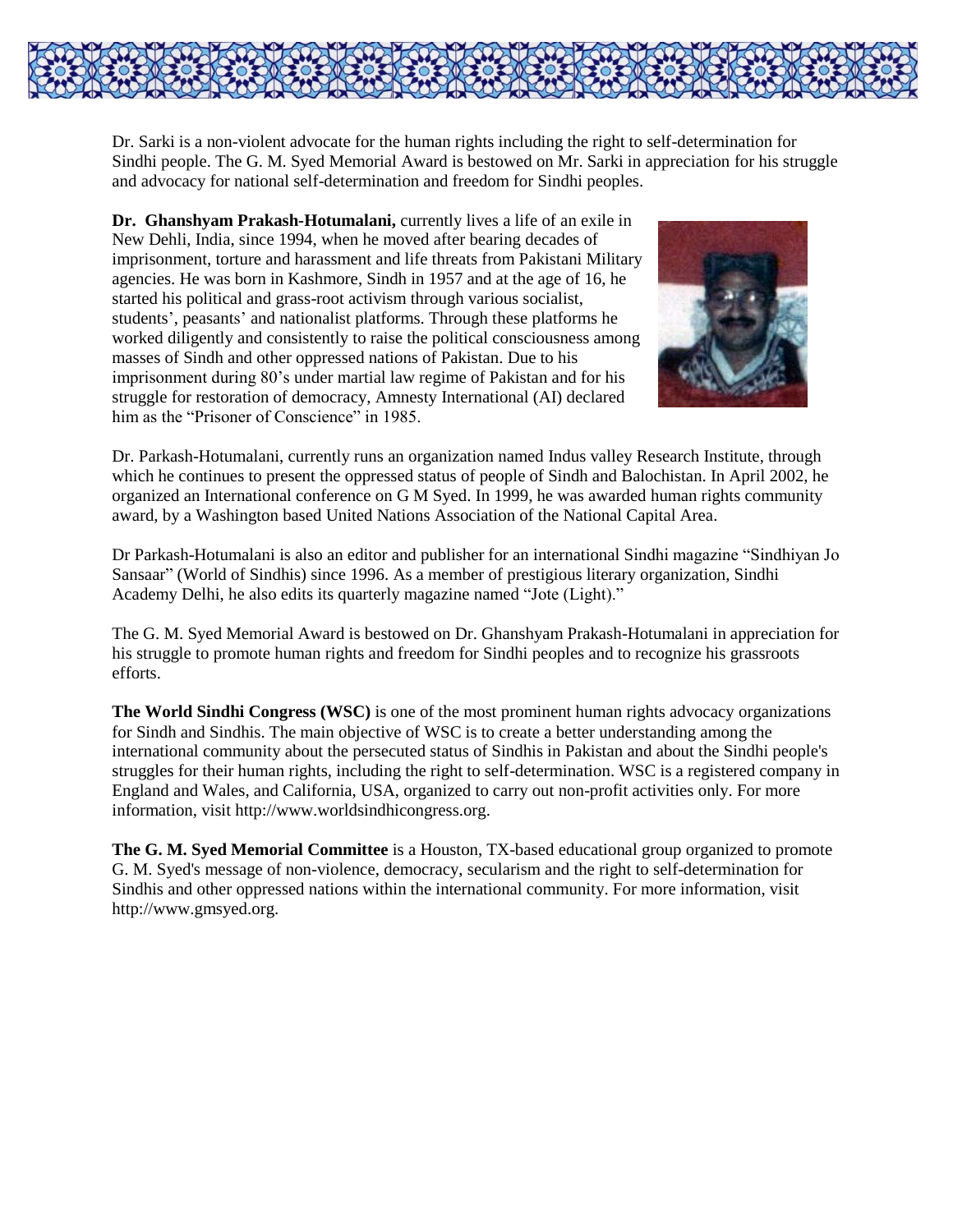Dr. Sarki is a non-violent advocate for the human rights including the right to self-determination for Sindhi people. The G. M. Syed Memorial Award is bestowed on Mr. Sarki in appreciation for his struggle and advocacy for national self-determination and freedom for Sindhi peoples.

**Dr. Ghanshyam Prakash-Hotumalani,** currently lives a life of an exile in New Dehli, India, since 1994, when he moved after bearing decades of imprisonment, torture and harassment and life threats from Pakistani Military agencies. He was born in Kashmore, Sindh in 1957 and at the age of 16, he started his political and grass-root activism through various socialist, students', peasants' and nationalist platforms. Through these platforms he worked diligently and consistently to raise the political consciousness among masses of Sindh and other oppressed nations of Pakistan. Due to his imprisonment during 80's under martial law regime of Pakistan and for his struggle for restoration of democracy, Amnesty International (AI) declared him as the "Prisoner of Conscience" in 1985.

Dr. Parkash-Hotumalani, currently runs an organization named Indus valley Research Institute, through which he continues to present the oppressed status of people of Sindh and Balochistan. In April 2002, he organized an International conference on G M Syed. In 1999, he was awarded human rights community award, by a Washington based United Nations Association of the National Capital Area.

Dr Parkash-Hotumalani is also an editor and publisher for an international Sindhi magazine "Sindhiyan Jo Sansaar" (World of Sindhis) since 1996. As a member of prestigious literary organization, Sindhi Academy Delhi, he also edits its quarterly magazine named "Jote (Light)."

The G. M. Syed Memorial Award is bestowed on Dr. Ghanshyam Prakash-Hotumalani in appreciation for his struggle to promote human rights and freedom for Sindhi peoples and to recognize his grassroots efforts.

**The World Sindhi Congress (WSC)** is one of the most prominent human rights advocacy organizations for Sindh and Sindhis. The main objective of WSC is to create a better understanding among the international community about the persecuted status of Sindhis in Pakistan and about the Sindhi people's struggles for their human rights, including the right to self-determination. WSC is a registered company in England and Wales, and California, USA, organized to carry out non-profit activities only. For more information, visit http://www.worldsindhicongress.org.

**The G. M. Syed Memorial Committee** is a Houston, TX-based educational group organized to promote G. M. Syed's message of non-violence, democracy, secularism and the right to self-determination for Sindhis and other oppressed nations within the international community. For more information, visit http://www.gmsyed.org.